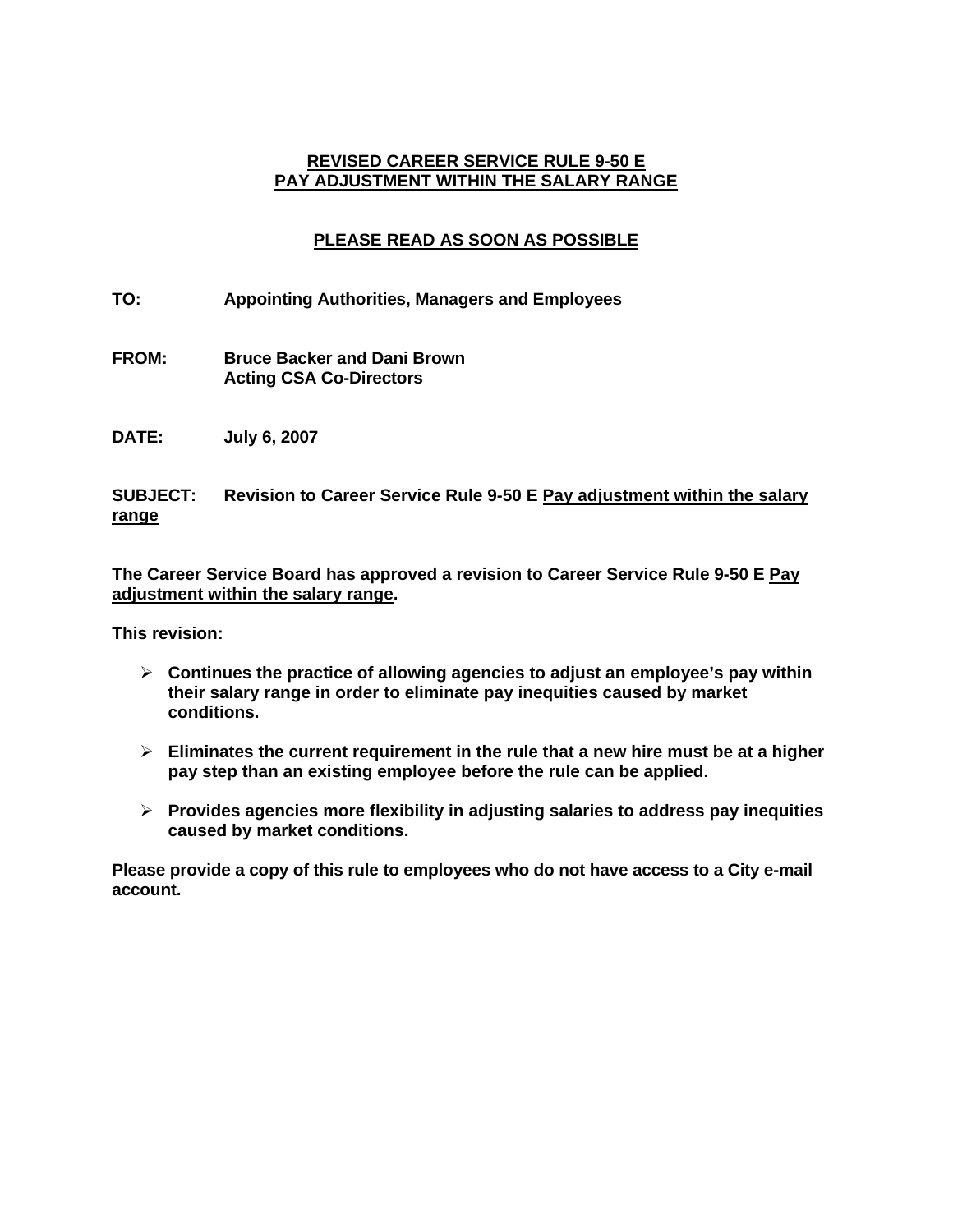# REVISED CAREER SERVICE RULE 9-50 E
# PAY ADJUSTMENT WITHIN THE SALARY RANGE

## PLEASE READ AS SOON AS POSSIBLE

**TO:** Appointing Authorities, Managers and Employees

**FROM:** Bruce Backer and Dani Brown
Acting CSA Co-Directors

**DATE:** July 6, 2007

**SUBJECT:** Revision to Career Service Rule 9-50 E Pay adjustment within the salary range

**The Career Service Board has approved a revision to Career Service Rule 9-50 E Pay adjustment within the salary range.**

**This revision:**

- **Continues the practice of allowing agencies to adjust an employee's pay within their salary range in order to eliminate pay inequities caused by market conditions.**
- **Eliminates the current requirement in the rule that a new hire must be at a higher pay step than an existing employee before the rule can be applied.**
- **Provides agencies more flexibility in adjusting salaries to address pay inequities caused by market conditions.**

**Please provide a copy of this rule to employees who do not have access to a City e-mail account.**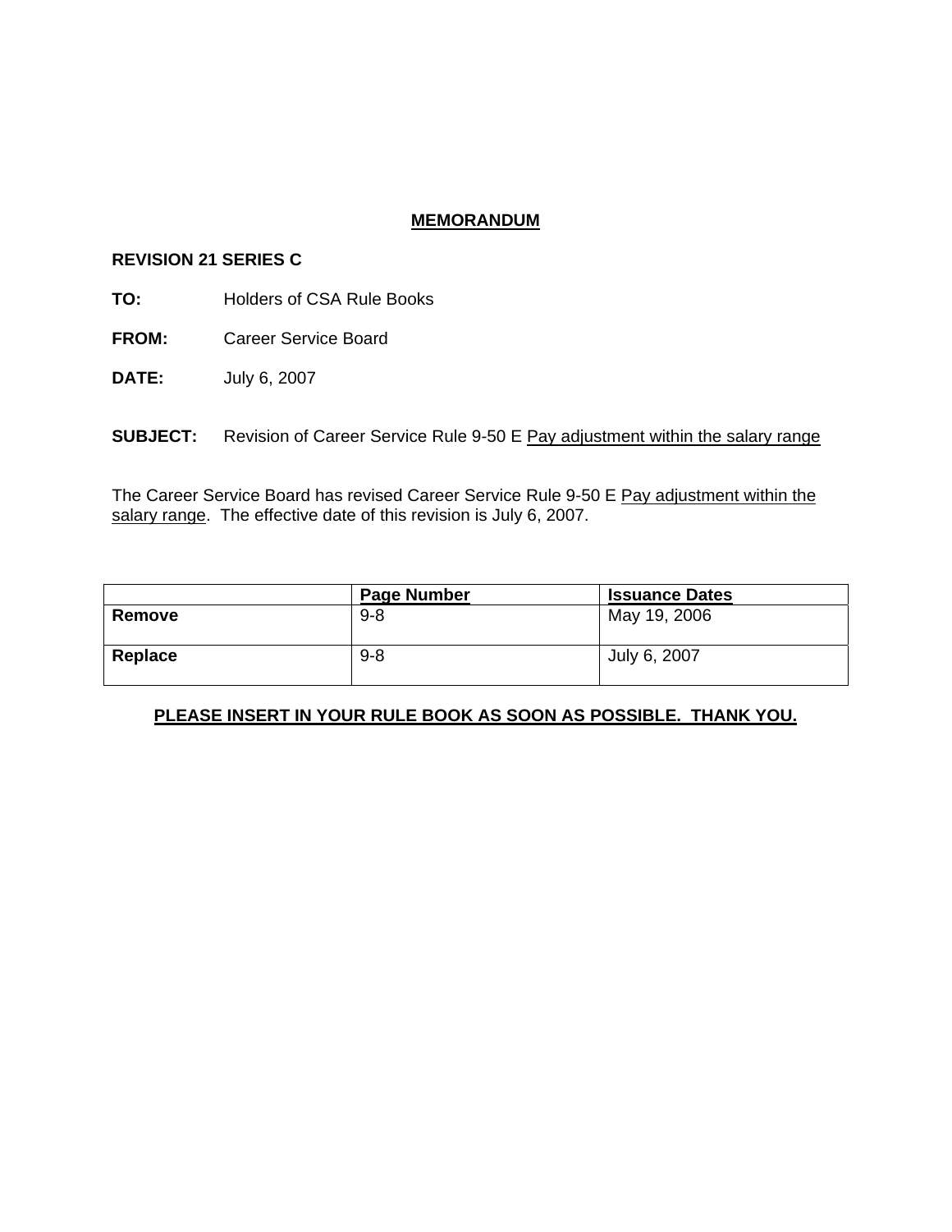# MEMORANDUM

**REVISION 21 SERIES C**

**TO:** Holders of CSA Rule Books

**FROM:** Career Service Board

**DATE:** July 6, 2007

**SUBJECT:** Revision of Career Service Rule 9-50 E Pay adjustment within the salary range

The Career Service Board has revised Career Service Rule 9-50 E Pay adjustment within the salary range. The effective date of this revision is July 6, 2007.

| | Page Number | Issuance Dates |
|---|---|---|
| **Remove** | 9-8 | May 19, 2006 |
| **Replace** | 9-8 | July 6, 2007 |

**PLEASE INSERT IN YOUR RULE BOOK AS SOON AS POSSIBLE. THANK YOU.**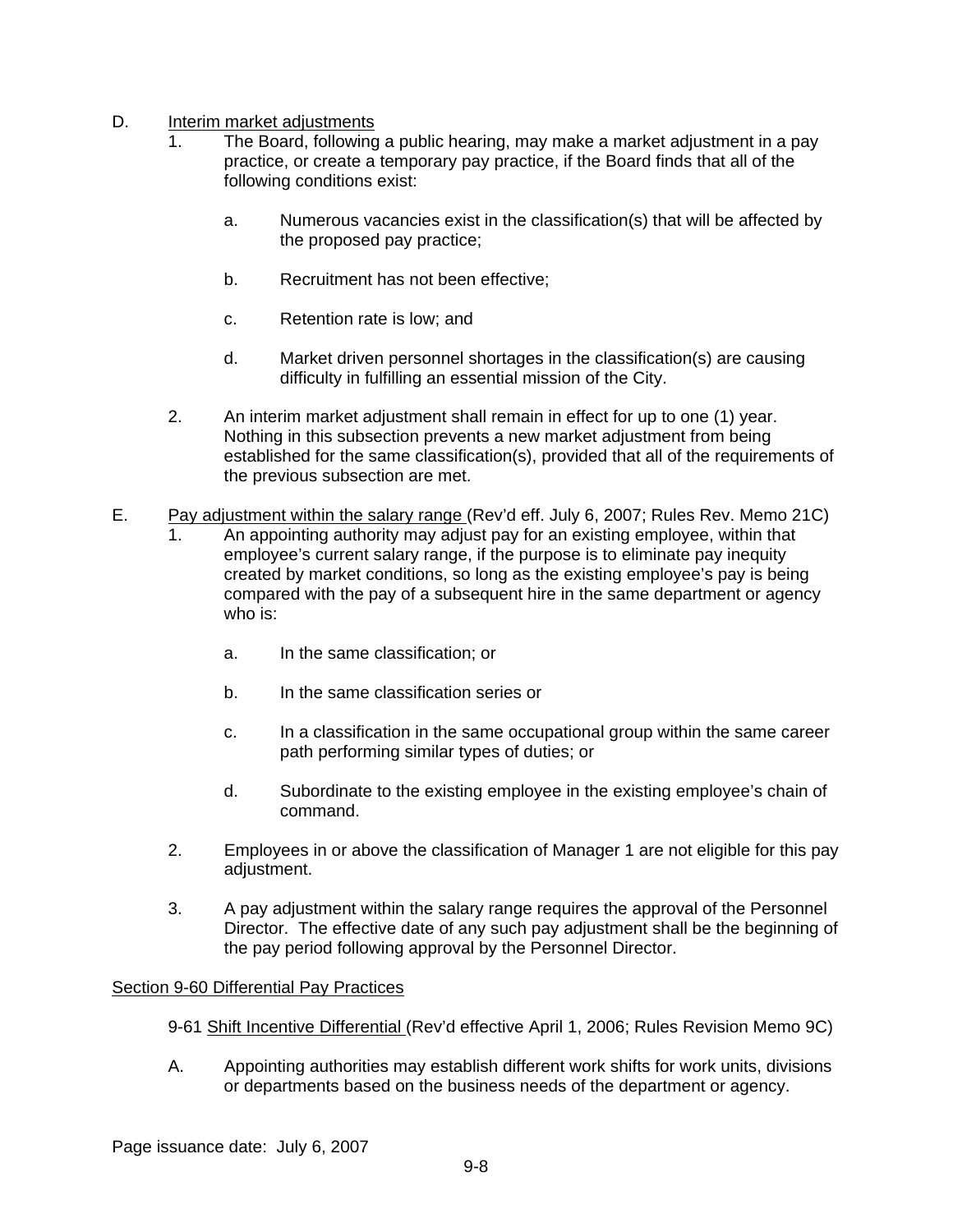D. Interim market adjustments

1. The Board, following a public hearing, may make a market adjustment in a pay practice, or create a temporary pay practice, if the Board finds that all of the following conditions exist:

   a. Numerous vacancies exist in the classification(s) that will be affected by the proposed pay practice;

   b. Recruitment has not been effective;

   c. Retention rate is low; and

   d. Market driven personnel shortages in the classification(s) are causing difficulty in fulfilling an essential mission of the City.

2. An interim market adjustment shall remain in effect for up to one (1) year. Nothing in this subsection prevents a new market adjustment from being established for the same classification(s), provided that all of the requirements of the previous subsection are met.

E. Pay adjustment within the salary range (Rev'd eff. July 6, 2007; Rules Rev. Memo 21C)

1. An appointing authority may adjust pay for an existing employee, within that employee's current salary range, if the purpose is to eliminate pay inequity created by market conditions, so long as the existing employee's pay is being compared with the pay of a subsequent hire in the same department or agency who is:

   a. In the same classification; or

   b. In the same classification series or

   c. In a classification in the same occupational group within the same career path performing similar types of duties; or

   d. Subordinate to the existing employee in the existing employee's chain of command.

2. Employees in or above the classification of Manager 1 are not eligible for this pay adjustment.

3. A pay adjustment within the salary range requires the approval of the Personnel Director. The effective date of any such pay adjustment shall be the beginning of the pay period following approval by the Personnel Director.

## Section 9-60 Differential Pay Practices

9-61 Shift Incentive Differential (Rev'd effective April 1, 2006; Rules Revision Memo 9C)

A. Appointing authorities may establish different work shifts for work units, divisions or departments based on the business needs of the department or agency.

Page issuance date: July 6, 2007